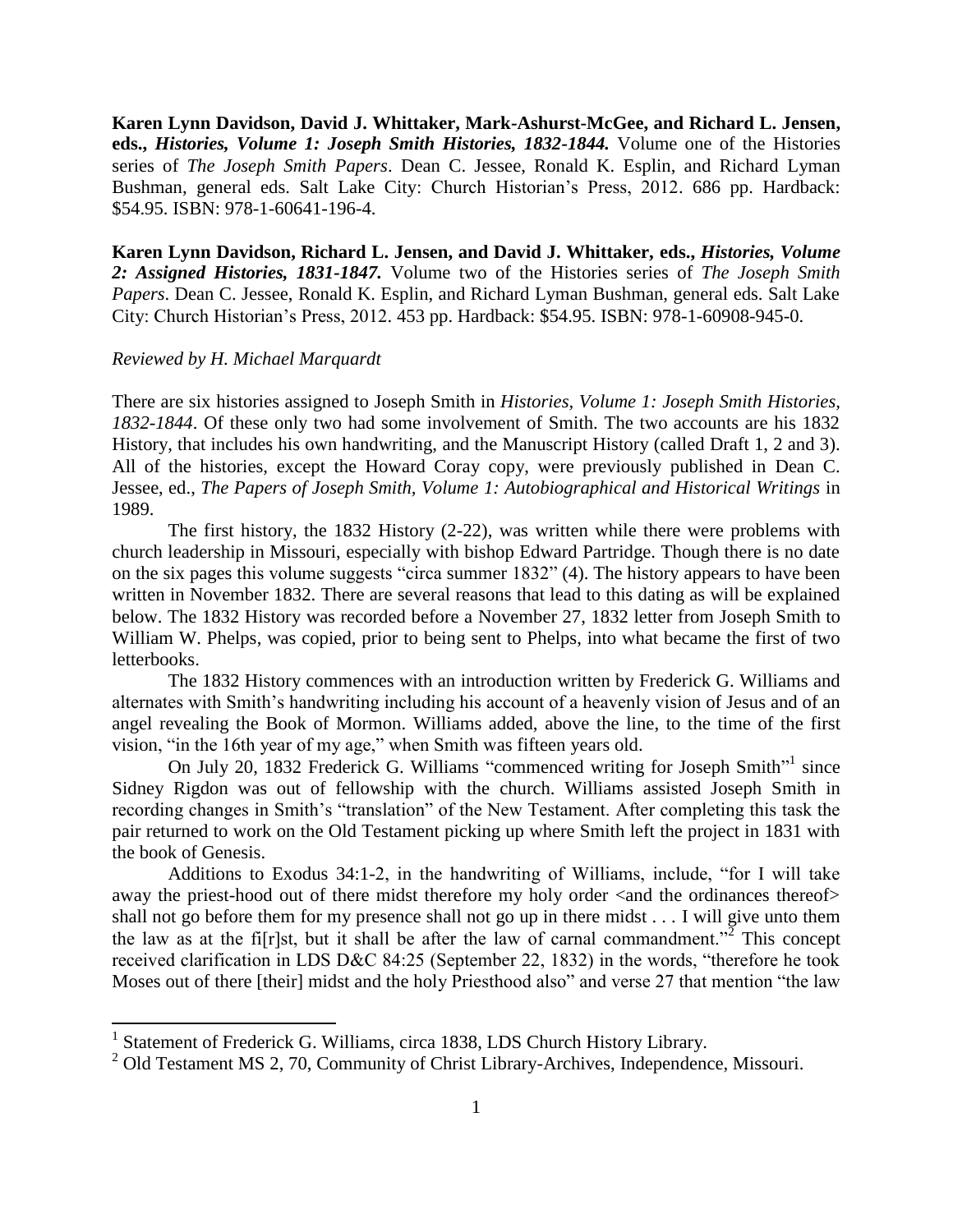**Karen Lynn Davidson, David J. Whittaker, Mark-Ashurst-McGee, and Richard L. Jensen, eds., *Histories, Volume 1: Joseph Smith Histories, 1832-1844.*** Volume one of the Histories series of *The Joseph Smith Papers*. Dean C. Jessee, Ronald K. Esplin, and Richard Lyman Bushman, general eds. Salt Lake City: Church Historian's Press, 2012. 686 pp. Hardback: $54.95. ISBN: 978-1-60641-196-4.

**Karen Lynn Davidson, Richard L. Jensen, and David J. Whittaker, eds., *Histories, Volume 2: Assigned Histories, 1831-1847.*** Volume two of the Histories series of *The Joseph Smith Papers*. Dean C. Jessee, Ronald K. Esplin, and Richard Lyman Bushman, general eds. Salt Lake City: Church Historian's Press, 2012. 453 pp. Hardback: $54.95. ISBN: 978-1-60908-945-0.

*Reviewed by H. Michael Marquardt*

There are six histories assigned to Joseph Smith in *Histories, Volume 1: Joseph Smith Histories, 1832-1844*. Of these only two had some involvement of Smith. The two accounts are his 1832 History, that includes his own handwriting, and the Manuscript History (called Draft 1, 2 and 3). All of the histories, except the Howard Coray copy, were previously published in Dean C. Jessee, ed., *The Papers of Joseph Smith, Volume 1: Autobiographical and Historical Writings* in 1989.

The first history, the 1832 History (2-22), was written while there were problems with church leadership in Missouri, especially with bishop Edward Partridge. Though there is no date on the six pages this volume suggests "circa summer 1832" (4). The history appears to have been written in November 1832. There are several reasons that lead to this dating as will be explained below. The 1832 History was recorded before a November 27, 1832 letter from Joseph Smith to William W. Phelps, was copied, prior to being sent to Phelps, into what became the first of two letterbooks.

The 1832 History commences with an introduction written by Frederick G. Williams and alternates with Smith's handwriting including his account of a heavenly vision of Jesus and of an angel revealing the Book of Mormon. Williams added, above the line, to the time of the first vision, "in the 16th year of my age," when Smith was fifteen years old.

On July 20, 1832 Frederick G. Williams "commenced writing for Joseph Smith"[1] since Sidney Rigdon was out of fellowship with the church. Williams assisted Joseph Smith in recording changes in Smith's "translation" of the New Testament. After completing this task the pair returned to work on the Old Testament picking up where Smith left the project in 1831 with the book of Genesis.

Additions to Exodus 34:1-2, in the handwriting of Williams, include, "for I will take away the priest-hood out of there midst therefore my holy order <and the ordinances thereof> shall not go before them for my presence shall not go up in there midst . . . I will give unto them the law as at the fi[r]st, but it shall be after the law of carnal commandment."[2] This concept received clarification in LDS D&C 84:25 (September 22, 1832) in the words, "therefore he took Moses out of there [their] midst and the holy Priesthood also" and verse 27 that mention "the law

[1] Statement of Frederick G. Williams, circa 1838, LDS Church History Library.

[2] Old Testament MS 2, 70, Community of Christ Library-Archives, Independence, Missouri.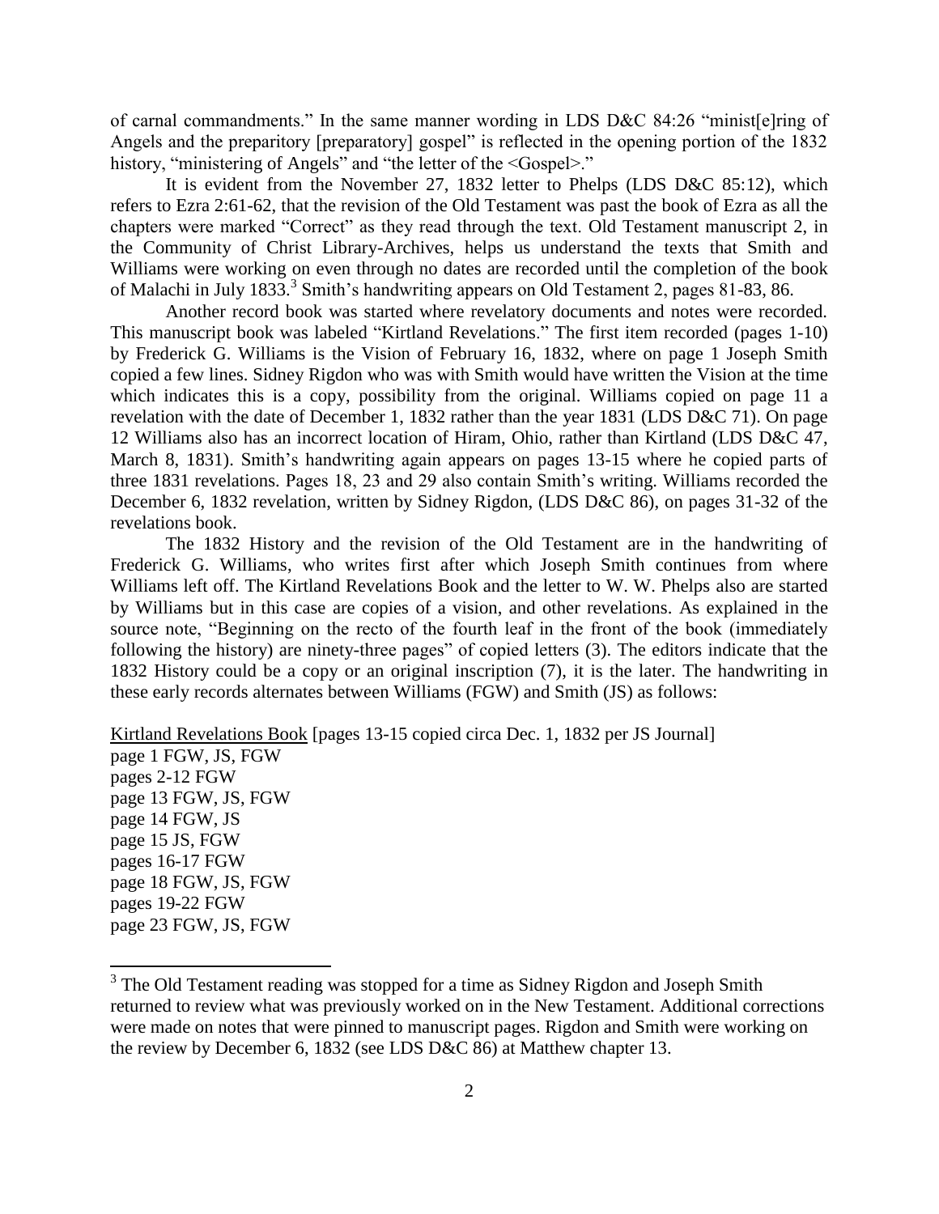of carnal commandments." In the same manner wording in LDS D&C 84:26 "minist[e]ring of Angels and the preparitory [preparatory] gospel" is reflected in the opening portion of the 1832 history, "ministering of Angels" and "the letter of the <Gospel>."

It is evident from the November 27, 1832 letter to Phelps (LDS D&C 85:12), which refers to Ezra 2:61-62, that the revision of the Old Testament was past the book of Ezra as all the chapters were marked "Correct" as they read through the text. Old Testament manuscript 2, in the Community of Christ Library-Archives, helps us understand the texts that Smith and Williams were working on even through no dates are recorded until the completion of the book of Malachi in July 1833.[3] Smith's handwriting appears on Old Testament 2, pages 81-83, 86.

Another record book was started where revelatory documents and notes were recorded. This manuscript book was labeled "Kirtland Revelations." The first item recorded (pages 1-10) by Frederick G. Williams is the Vision of February 16, 1832, where on page 1 Joseph Smith copied a few lines. Sidney Rigdon who was with Smith would have written the Vision at the time which indicates this is a copy, possibility from the original. Williams copied on page 11 a revelation with the date of December 1, 1832 rather than the year 1831 (LDS D&C 71). On page 12 Williams also has an incorrect location of Hiram, Ohio, rather than Kirtland (LDS D&C 47, March 8, 1831). Smith's handwriting again appears on pages 13-15 where he copied parts of three 1831 revelations. Pages 18, 23 and 29 also contain Smith's writing. Williams recorded the December 6, 1832 revelation, written by Sidney Rigdon, (LDS D&C 86), on pages 31-32 of the revelations book.

The 1832 History and the revision of the Old Testament are in the handwriting of Frederick G. Williams, who writes first after which Joseph Smith continues from where Williams left off. The Kirtland Revelations Book and the letter to W. W. Phelps also are started by Williams but in this case are copies of a vision, and other revelations. As explained in the source note, "Beginning on the recto of the fourth leaf in the front of the book (immediately following the history) are ninety-three pages" of copied letters (3). The editors indicate that the 1832 History could be a copy or an original inscription (7), it is the later. The handwriting in these early records alternates between Williams (FGW) and Smith (JS) as follows:

<u>Kirtland Revelations Book</u> [pages 13-15 copied circa Dec. 1, 1832 per JS Journal]
page 1 FGW, JS, FGW
pages 2-12 FGW
page 13 FGW, JS, FGW
page 14 FGW, JS
page 15 JS, FGW
pages 16-17 FGW
page 18 FGW, JS, FGW
pages 19-22 FGW
page 23 FGW, JS, FGW

[3] The Old Testament reading was stopped for a time as Sidney Rigdon and Joseph Smith returned to review what was previously worked on in the New Testament. Additional corrections were made on notes that were pinned to manuscript pages. Rigdon and Smith were working on the review by December 6, 1832 (see LDS D&C 86) at Matthew chapter 13.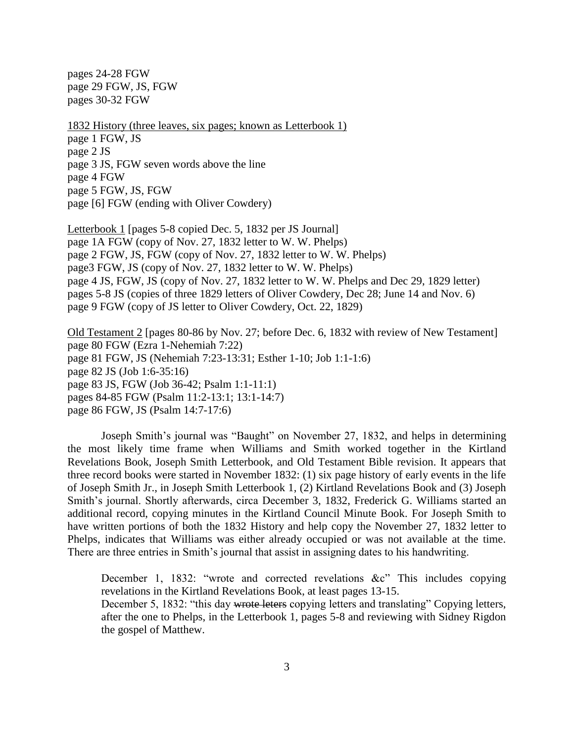pages 24-28 FGW
page 29 FGW, JS, FGW
pages 30-32 FGW

<u>1832 History (three leaves, six pages; known as Letterbook 1)</u>
page 1 FGW, JS
page 2 JS
page 3 JS, FGW seven words above the line
page 4 FGW
page 5 FGW, JS, FGW
page [6] FGW (ending with Oliver Cowdery)

<u>Letterbook 1</u> [pages 5-8 copied Dec. 5, 1832 per JS Journal]
page 1A FGW (copy of Nov. 27, 1832 letter to W. W. Phelps)
page 2 FGW, JS, FGW (copy of Nov. 27, 1832 letter to W. W. Phelps)
page3 FGW, JS (copy of Nov. 27, 1832 letter to W. W. Phelps)
page 4 JS, FGW, JS (copy of Nov. 27, 1832 letter to W. W. Phelps and Dec 29, 1829 letter)
pages 5-8 JS (copies of three 1829 letters of Oliver Cowdery, Dec 28; June 14 and Nov. 6)
page 9 FGW (copy of JS letter to Oliver Cowdery, Oct. 22, 1829)

<u>Old Testament 2</u> [pages 80-86 by Nov. 27; before Dec. 6, 1832 with review of New Testament]
page 80 FGW (Ezra 1-Nehemiah 7:22)
page 81 FGW, JS (Nehemiah 7:23-13:31; Esther 1-10; Job 1:1-1:6)
page 82 JS (Job 1:6-35:16)
page 83 JS, FGW (Job 36-42; Psalm 1:1-11:1)
pages 84-85 FGW (Psalm 11:2-13:1; 13:1-14:7)
page 86 FGW, JS (Psalm 14:7-17:6)

Joseph Smith's journal was "Baught" on November 27, 1832, and helps in determining the most likely time frame when Williams and Smith worked together in the Kirtland Revelations Book, Joseph Smith Letterbook, and Old Testament Bible revision. It appears that three record books were started in November 1832: (1) six page history of early events in the life of Joseph Smith Jr., in Joseph Smith Letterbook 1, (2) Kirtland Revelations Book and (3) Joseph Smith's journal. Shortly afterwards, circa December 3, 1832, Frederick G. Williams started an additional record, copying minutes in the Kirtland Council Minute Book. For Joseph Smith to have written portions of both the 1832 History and help copy the November 27, 1832 letter to Phelps, indicates that Williams was either already occupied or was not available at the time. There are three entries in Smith's journal that assist in assigning dates to his handwriting.

> December 1, 1832: "wrote and corrected revelations &c" This includes copying revelations in the Kirtland Revelations Book, at least pages 13-15.
> December 5, 1832: "this day ~~wrote leters~~ copying letters and translating" Copying letters, after the one to Phelps, in the Letterbook 1, pages 5-8 and reviewing with Sidney Rigdon the gospel of Matthew.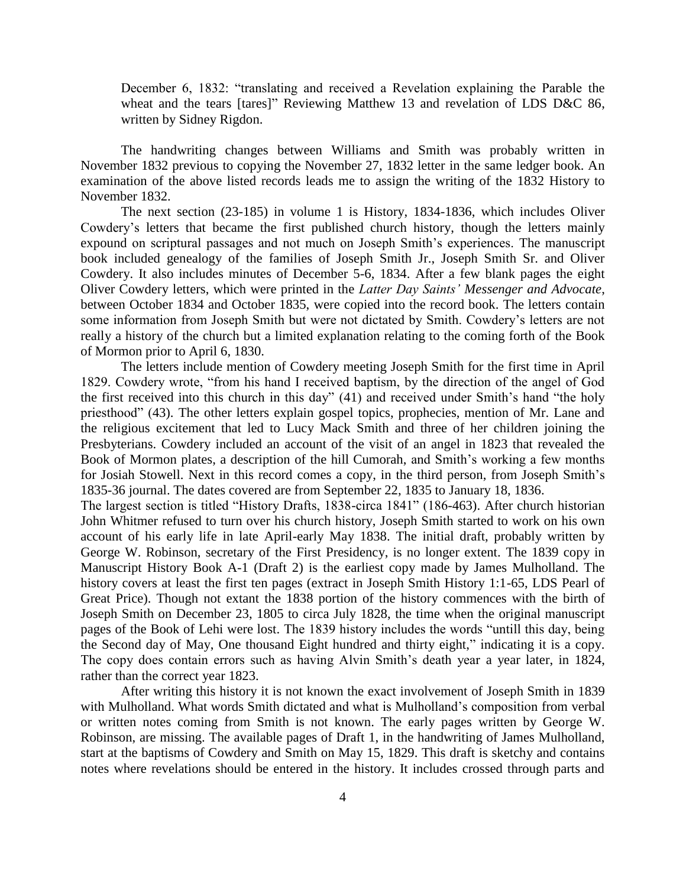December 6, 1832: "translating and received a Revelation explaining the Parable the wheat and the tears [tares]" Reviewing Matthew 13 and revelation of LDS D&C 86, written by Sidney Rigdon.

The handwriting changes between Williams and Smith was probably written in November 1832 previous to copying the November 27, 1832 letter in the same ledger book. An examination of the above listed records leads me to assign the writing of the 1832 History to November 1832.

The next section (23-185) in volume 1 is History, 1834-1836, which includes Oliver Cowdery's letters that became the first published church history, though the letters mainly expound on scriptural passages and not much on Joseph Smith's experiences. The manuscript book included genealogy of the families of Joseph Smith Jr., Joseph Smith Sr. and Oliver Cowdery. It also includes minutes of December 5-6, 1834. After a few blank pages the eight Oliver Cowdery letters, which were printed in the *Latter Day Saints' Messenger and Advocate*, between October 1834 and October 1835, were copied into the record book. The letters contain some information from Joseph Smith but were not dictated by Smith. Cowdery's letters are not really a history of the church but a limited explanation relating to the coming forth of the Book of Mormon prior to April 6, 1830.

The letters include mention of Cowdery meeting Joseph Smith for the first time in April 1829. Cowdery wrote, "from his hand I received baptism, by the direction of the angel of God the first received into this church in this day" (41) and received under Smith's hand "the holy priesthood" (43). The other letters explain gospel topics, prophecies, mention of Mr. Lane and the religious excitement that led to Lucy Mack Smith and three of her children joining the Presbyterians. Cowdery included an account of the visit of an angel in 1823 that revealed the Book of Mormon plates, a description of the hill Cumorah, and Smith's working a few months for Josiah Stowell. Next in this record comes a copy, in the third person, from Joseph Smith's 1835-36 journal. The dates covered are from September 22, 1835 to January 18, 1836.

The largest section is titled "History Drafts, 1838-circa 1841" (186-463). After church historian John Whitmer refused to turn over his church history, Joseph Smith started to work on his own account of his early life in late April-early May 1838. The initial draft, probably written by George W. Robinson, secretary of the First Presidency, is no longer extent. The 1839 copy in Manuscript History Book A-1 (Draft 2) is the earliest copy made by James Mulholland. The history covers at least the first ten pages (extract in Joseph Smith History 1:1-65, LDS Pearl of Great Price). Though not extant the 1838 portion of the history commences with the birth of Joseph Smith on December 23, 1805 to circa July 1828, the time when the original manuscript pages of the Book of Lehi were lost. The 1839 history includes the words "untill this day, being the Second day of May, One thousand Eight hundred and thirty eight," indicating it is a copy. The copy does contain errors such as having Alvin Smith's death year a year later, in 1824, rather than the correct year 1823.

After writing this history it is not known the exact involvement of Joseph Smith in 1839 with Mulholland. What words Smith dictated and what is Mulholland's composition from verbal or written notes coming from Smith is not known. The early pages written by George W. Robinson, are missing. The available pages of Draft 1, in the handwriting of James Mulholland, start at the baptisms of Cowdery and Smith on May 15, 1829. This draft is sketchy and contains notes where revelations should be entered in the history. It includes crossed through parts and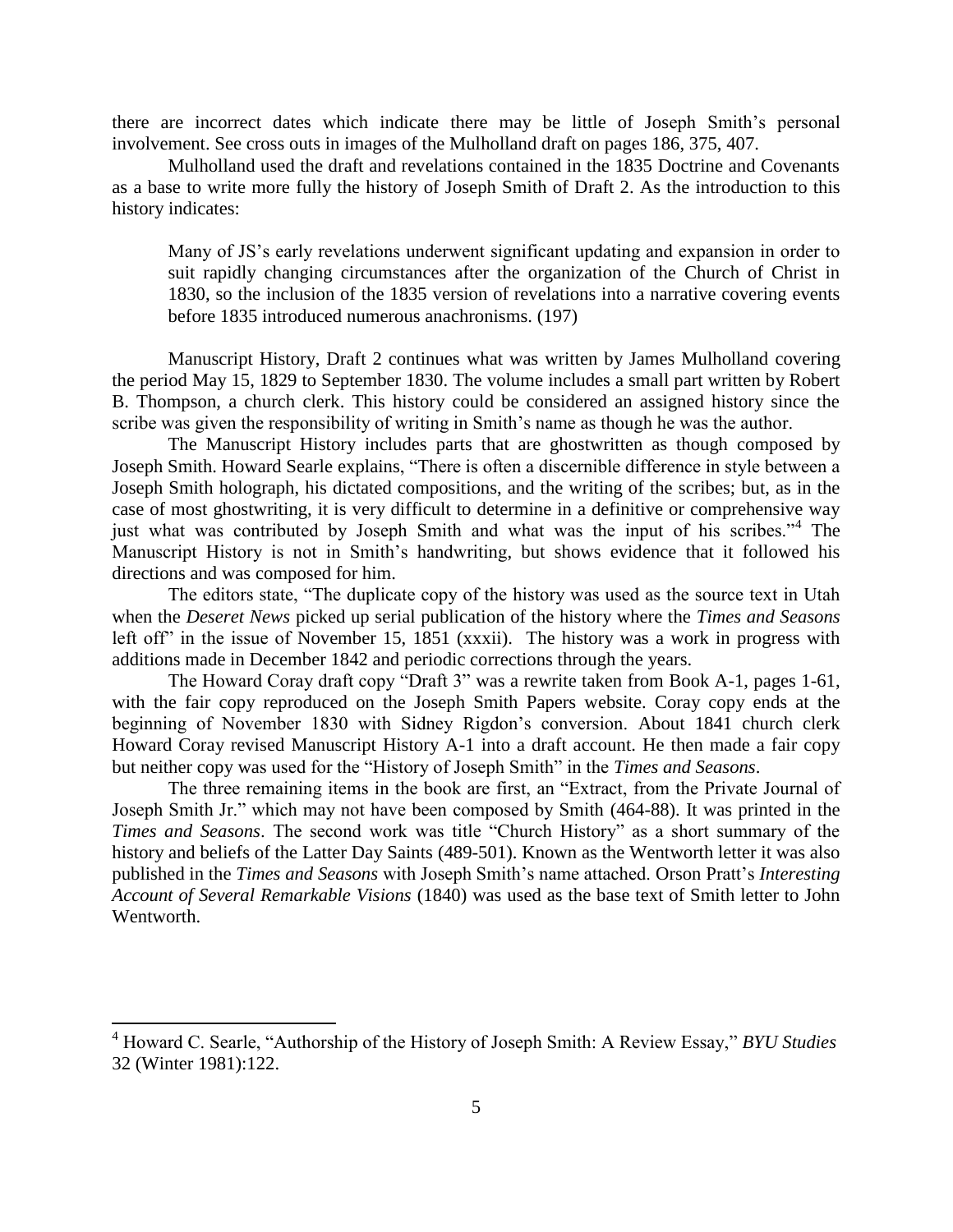there are incorrect dates which indicate there may be little of Joseph Smith's personal involvement. See cross outs in images of the Mulholland draft on pages 186, 375, 407.

Mulholland used the draft and revelations contained in the 1835 Doctrine and Covenants as a base to write more fully the history of Joseph Smith of Draft 2. As the introduction to this history indicates:

> Many of JS's early revelations underwent significant updating and expansion in order to suit rapidly changing circumstances after the organization of the Church of Christ in 1830, so the inclusion of the 1835 version of revelations into a narrative covering events before 1835 introduced numerous anachronisms. (197)

Manuscript History, Draft 2 continues what was written by James Mulholland covering the period May 15, 1829 to September 1830. The volume includes a small part written by Robert B. Thompson, a church clerk. This history could be considered an assigned history since the scribe was given the responsibility of writing in Smith's name as though he was the author.

The Manuscript History includes parts that are ghostwritten as though composed by Joseph Smith. Howard Searle explains, "There is often a discernible difference in style between a Joseph Smith holograph, his dictated compositions, and the writing of the scribes; but, as in the case of most ghostwriting, it is very difficult to determine in a definitive or comprehensive way just what was contributed by Joseph Smith and what was the input of his scribes."[4] The Manuscript History is not in Smith's handwriting, but shows evidence that it followed his directions and was composed for him.

The editors state, "The duplicate copy of the history was used as the source text in Utah when the *Deseret News* picked up serial publication of the history where the *Times and Seasons* left off" in the issue of November 15, 1851 (xxxii). The history was a work in progress with additions made in December 1842 and periodic corrections through the years.

The Howard Coray draft copy "Draft 3" was a rewrite taken from Book A-1, pages 1-61, with the fair copy reproduced on the Joseph Smith Papers website. Coray copy ends at the beginning of November 1830 with Sidney Rigdon's conversion. About 1841 church clerk Howard Coray revised Manuscript History A-1 into a draft account. He then made a fair copy but neither copy was used for the "History of Joseph Smith" in the *Times and Seasons*.

The three remaining items in the book are first, an "Extract, from the Private Journal of Joseph Smith Jr." which may not have been composed by Smith (464-88). It was printed in the *Times and Seasons*. The second work was title "Church History" as a short summary of the history and beliefs of the Latter Day Saints (489-501). Known as the Wentworth letter it was also published in the *Times and Seasons* with Joseph Smith's name attached. Orson Pratt's *Interesting Account of Several Remarkable Visions* (1840) was used as the base text of Smith letter to John Wentworth.

---

[4] Howard C. Searle, "Authorship of the History of Joseph Smith: A Review Essay," *BYU Studies* 32 (Winter 1981):122.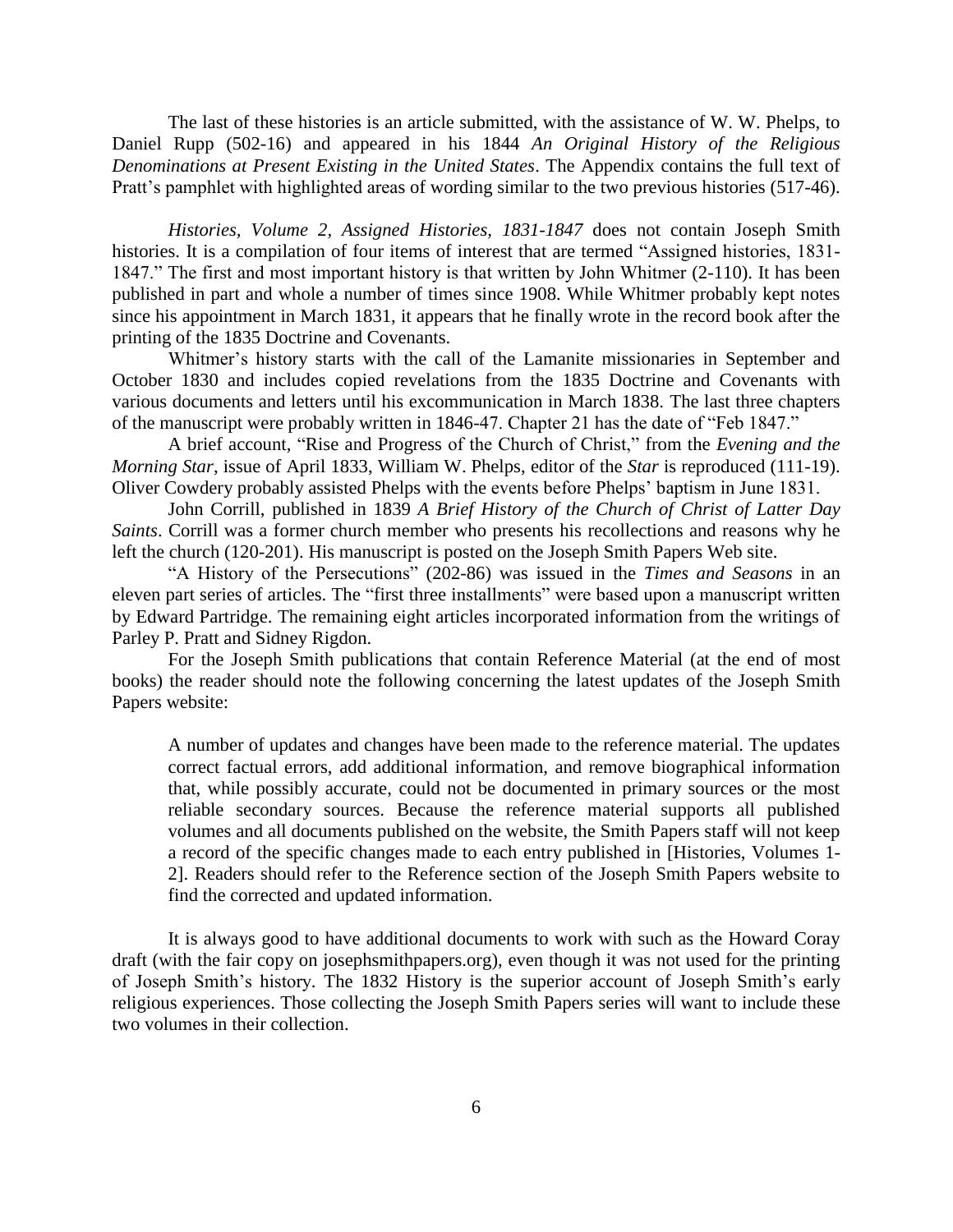The last of these histories is an article submitted, with the assistance of W. W. Phelps, to Daniel Rupp (502-16) and appeared in his 1844 *An Original History of the Religious Denominations at Present Existing in the United States*. The Appendix contains the full text of Pratt's pamphlet with highlighted areas of wording similar to the two previous histories (517-46).

*Histories, Volume 2, Assigned Histories, 1831-1847* does not contain Joseph Smith histories. It is a compilation of four items of interest that are termed "Assigned histories, 1831-1847." The first and most important history is that written by John Whitmer (2-110). It has been published in part and whole a number of times since 1908. While Whitmer probably kept notes since his appointment in March 1831, it appears that he finally wrote in the record book after the printing of the 1835 Doctrine and Covenants.

Whitmer's history starts with the call of the Lamanite missionaries in September and October 1830 and includes copied revelations from the 1835 Doctrine and Covenants with various documents and letters until his excommunication in March 1838. The last three chapters of the manuscript were probably written in 1846-47. Chapter 21 has the date of "Feb 1847."

A brief account, "Rise and Progress of the Church of Christ," from the *Evening and the Morning Star*, issue of April 1833, William W. Phelps, editor of the *Star* is reproduced (111-19). Oliver Cowdery probably assisted Phelps with the events before Phelps' baptism in June 1831.

John Corrill, published in 1839 *A Brief History of the Church of Christ of Latter Day Saints*. Corrill was a former church member who presents his recollections and reasons why he left the church (120-201). His manuscript is posted on the Joseph Smith Papers Web site.

"A History of the Persecutions" (202-86) was issued in the *Times and Seasons* in an eleven part series of articles. The "first three installments" were based upon a manuscript written by Edward Partridge. The remaining eight articles incorporated information from the writings of Parley P. Pratt and Sidney Rigdon.

For the Joseph Smith publications that contain Reference Material (at the end of most books) the reader should note the following concerning the latest updates of the Joseph Smith Papers website:

> A number of updates and changes have been made to the reference material. The updates correct factual errors, add additional information, and remove biographical information that, while possibly accurate, could not be documented in primary sources or the most reliable secondary sources. Because the reference material supports all published volumes and all documents published on the website, the Smith Papers staff will not keep a record of the specific changes made to each entry published in [Histories, Volumes 1-2]. Readers should refer to the Reference section of the Joseph Smith Papers website to find the corrected and updated information.

It is always good to have additional documents to work with such as the Howard Coray draft (with the fair copy on josephsmithpapers.org), even though it was not used for the printing of Joseph Smith's history. The 1832 History is the superior account of Joseph Smith's early religious experiences. Those collecting the Joseph Smith Papers series will want to include these two volumes in their collection.